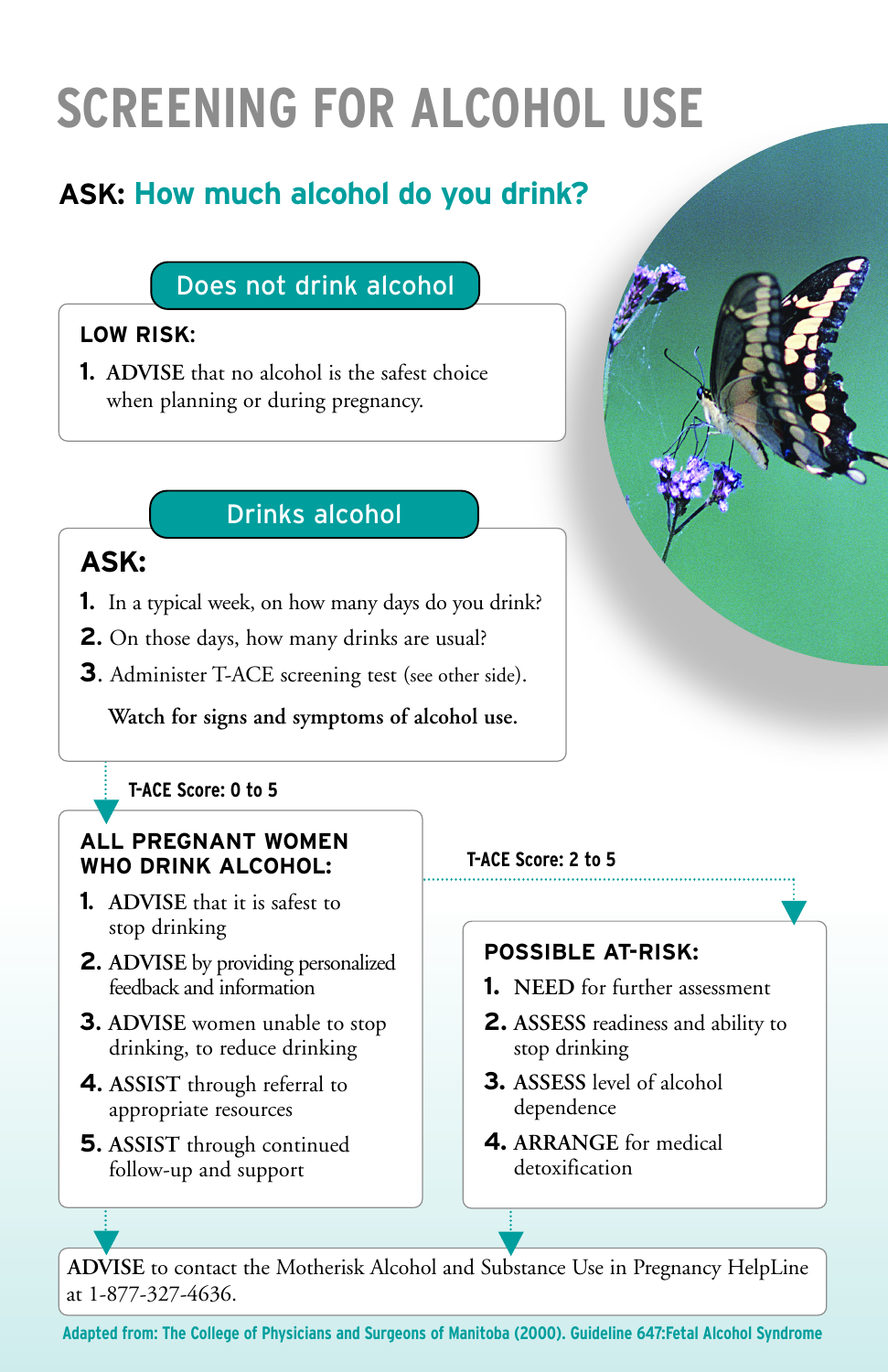# SCREENING FOR ALCOHOL USE

## ASK: How much alcohol do you drink?

### Does not drink alcohol

**LOW RISK:**

1. **ADVISE** that no alcohol is the safest choice when planning or during pregnancy.

### Drinks alcohol

**ASK:**

1. In a typical week, on how many days do you drink?
2. On those days, how many drinks are usual?
3. Administer T-ACE screening test (see other side).

**Watch for signs and symptoms of alcohol use.**

**T-ACE Score: 0 to 5**

**ALL PREGNANT WOMEN WHO DRINK ALCOHOL:**

1. **ADVISE** that it is safest to stop drinking
2. **ADVISE** by providing personalized feedback and information
3. **ADVISE** women unable to stop drinking, to reduce drinking
4. **ASSIST** through referral to appropriate resources
5. **ASSIST** through continued follow-up and support

**T-ACE Score: 2 to 5**

**POSSIBLE AT-RISK:**

1. **NEED** for further assessment
2. **ASSESS** readiness and ability to stop drinking
3. **ASSESS** level of alcohol dependence
4. **ARRANGE** for medical detoxification

**ADVISE** to contact the Motherisk Alcohol and Substance Use in Pregnancy HelpLine at 1-877-327-4636.

Adapted from: The College of Physicians and Surgeons of Manitoba (2000). Guideline 647:Fetal Alcohol Syndrome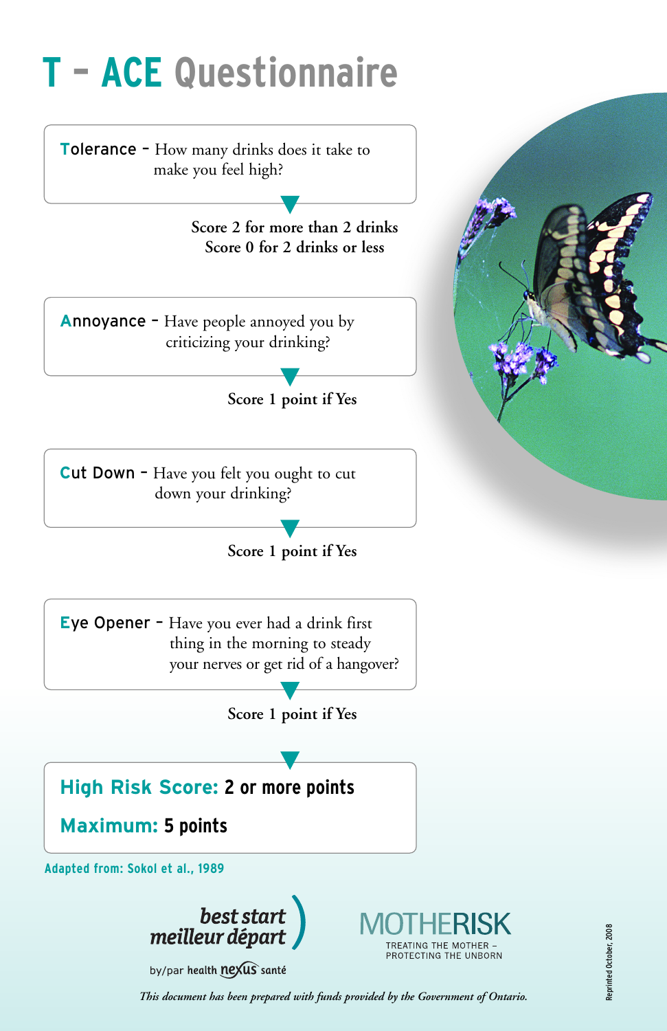# T - ACE Questionnaire

**Tolerance** - How many drinks does it take to make you feel high?

Score 2 for more than 2 drinks
Score 0 for 2 drinks or less

**Annoyance** - Have people annoyed you by criticizing your drinking?

Score 1 point if Yes

**Cut Down** - Have you felt you ought to cut down your drinking?

Score 1 point if Yes

**Eye Opener** - Have you ever had a drink first thing in the morning to steady your nerves or get rid of a hangover?

Score 1 point if Yes

**High Risk Score:** 2 or more points

**Maximum:** 5 points

Adapted from: Sokol et al., 1989

best start meilleur départ

by/par health nexus santé

MOTHERISK

TREATING THE MOTHER – PROTECTING THE UNBORN

*This document has been prepared with funds provided by the Government of Ontario.*

Reprinted October, 2008